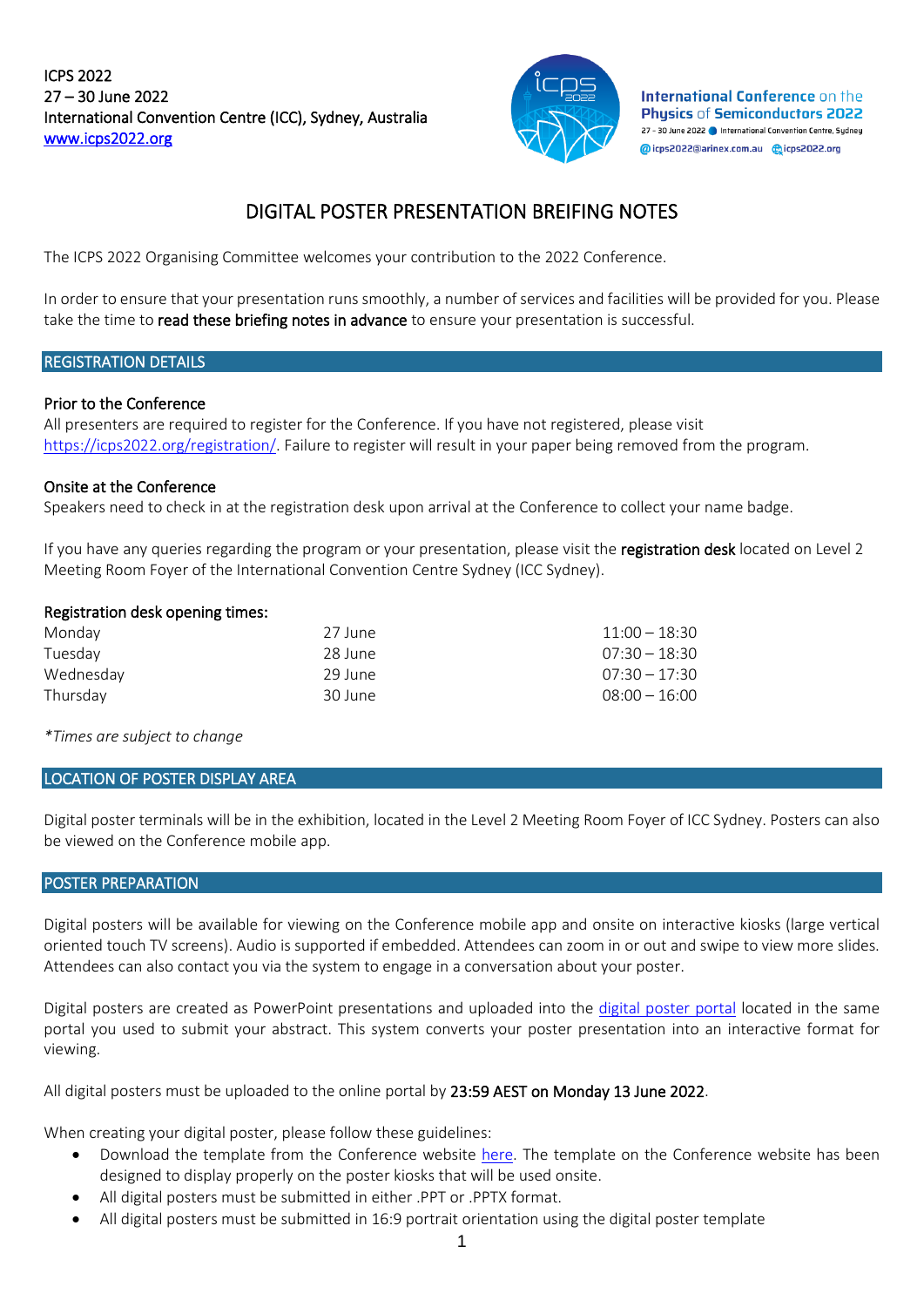ICPS 2022
27 – 30 June 2022
International Convention Centre (ICC), Sydney, Australia
[www.icps2022.org](http://www.icps2022.org)

International Conference on the Physics of Semiconductors 2022
27 - 30 June 2022 International Convention Centre, Sydney
icps2022@arinex.com.au icps2022.org

# DIGITAL POSTER PRESENTATION BREIFING NOTES

The ICPS 2022 Organising Committee welcomes your contribution to the 2022 Conference.

In order to ensure that your presentation runs smoothly, a number of services and facilities will be provided for you. Please take the time to **read these briefing notes in advance** to ensure your presentation is successful.

## REGISTRATION DETAILS

### Prior to the Conference

All presenters are required to register for the Conference. If you have not registered, please visit [https://icps2022.org/registration/](https://icps2022.org/registration/). Failure to register will result in your paper being removed from the program.

### Onsite at the Conference

Speakers need to check in at the registration desk upon arrival at the Conference to collect your name badge.

If you have any queries regarding the program or your presentation, please visit the **registration desk** located on Level 2 Meeting Room Foyer of the International Convention Centre Sydney (ICC Sydney).

### Registration desk opening times:

| | | |
|---|---|---|
| Monday | 27 June | 11:00 – 18:30 |
| Tuesday | 28 June | 07:30 – 18:30 |
| Wednesday | 29 June | 07:30 – 17:30 |
| Thursday | 30 June | 08:00 – 16:00 |

*\*Times are subject to change*

## LOCATION OF POSTER DISPLAY AREA

Digital poster terminals will be in the exhibition, located in the Level 2 Meeting Room Foyer of ICC Sydney. Posters can also be viewed on the Conference mobile app.

## POSTER PREPARATION

Digital posters will be available for viewing on the Conference mobile app and onsite on interactive kiosks (large vertical oriented touch TV screens). Audio is supported if embedded. Attendees can zoom in or out and swipe to view more slides. Attendees can also contact you via the system to engage in a conversation about your poster.

Digital posters are created as PowerPoint presentations and uploaded into the digital poster portal located in the same portal you used to submit your abstract. This system converts your poster presentation into an interactive format for viewing.

All digital posters must be uploaded to the online portal by **23:59 AEST on Monday 13 June 2022**.

When creating your digital poster, please follow these guidelines:

- Download the template from the Conference website here. The template on the Conference website has been designed to display properly on the poster kiosks that will be used onsite.
- All digital posters must be submitted in either .PPT or .PPTX format.
- All digital posters must be submitted in 16:9 portrait orientation using the digital poster template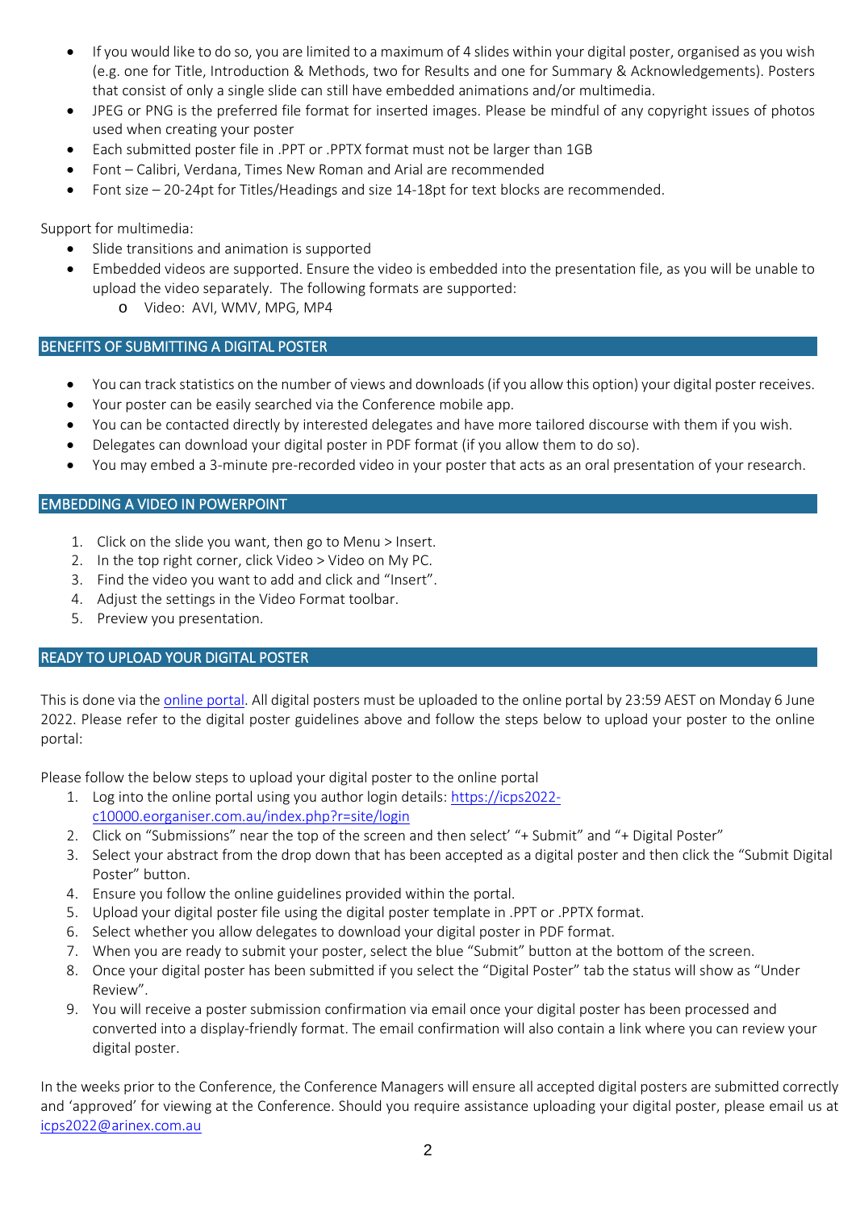- If you would like to do so, you are limited to a maximum of 4 slides within your digital poster, organised as you wish (e.g. one for Title, Introduction & Methods, two for Results and one for Summary & Acknowledgements). Posters that consist of only a single slide can still have embedded animations and/or multimedia.
- JPEG or PNG is the preferred file format for inserted images. Please be mindful of any copyright issues of photos used when creating your poster
- Each submitted poster file in .PPT or .PPTX format must not be larger than 1GB
- Font – Calibri, Verdana, Times New Roman and Arial are recommended
- Font size – 20-24pt for Titles/Headings and size 14-18pt for text blocks are recommended.

Support for multimedia:

- Slide transitions and animation is supported
- Embedded videos are supported. Ensure the video is embedded into the presentation file, as you will be unable to upload the video separately. The following formats are supported:
  - Video: AVI, WMV, MPG, MP4

## BENEFITS OF SUBMITTING A DIGITAL POSTER

- You can track statistics on the number of views and downloads (if you allow this option) your digital poster receives.
- Your poster can be easily searched via the Conference mobile app.
- You can be contacted directly by interested delegates and have more tailored discourse with them if you wish.
- Delegates can download your digital poster in PDF format (if you allow them to do so).
- You may embed a 3-minute pre-recorded video in your poster that acts as an oral presentation of your research.

## EMBEDDING A VIDEO IN POWERPOINT

1. Click on the slide you want, then go to Menu > Insert.
2. In the top right corner, click Video > Video on My PC.
3. Find the video you want to add and click and "Insert".
4. Adjust the settings in the Video Format toolbar.
5. Preview you presentation.

## READY TO UPLOAD YOUR DIGITAL POSTER

This is done via the [online portal](https://icps2022-c10000.eorganiser.com.au/index.php?r=site/login). All digital posters must be uploaded to the online portal by 23:59 AEST on Monday 6 June 2022. Please refer to the digital poster guidelines above and follow the steps below to upload your poster to the online portal:

Please follow the below steps to upload your digital poster to the online portal

1. Log into the online portal using you author login details: https://icps2022-c10000.eorganiser.com.au/index.php?r=site/login
2. Click on "Submissions" near the top of the screen and then select' "+ Submit" and "+ Digital Poster"
3. Select your abstract from the drop down that has been accepted as a digital poster and then click the "Submit Digital Poster" button.
4. Ensure you follow the online guidelines provided within the portal.
5. Upload your digital poster file using the digital poster template in .PPT or .PPTX format.
6. Select whether you allow delegates to download your digital poster in PDF format.
7. When you are ready to submit your poster, select the blue "Submit" button at the bottom of the screen.
8. Once your digital poster has been submitted if you select the "Digital Poster" tab the status will show as "Under Review".
9. You will receive a poster submission confirmation via email once your digital poster has been processed and converted into a display-friendly format. The email confirmation will also contain a link where you can review your digital poster.

In the weeks prior to the Conference, the Conference Managers will ensure all accepted digital posters are submitted correctly and 'approved' for viewing at the Conference. Should you require assistance uploading your digital poster, please email us at icps2022@arinex.com.au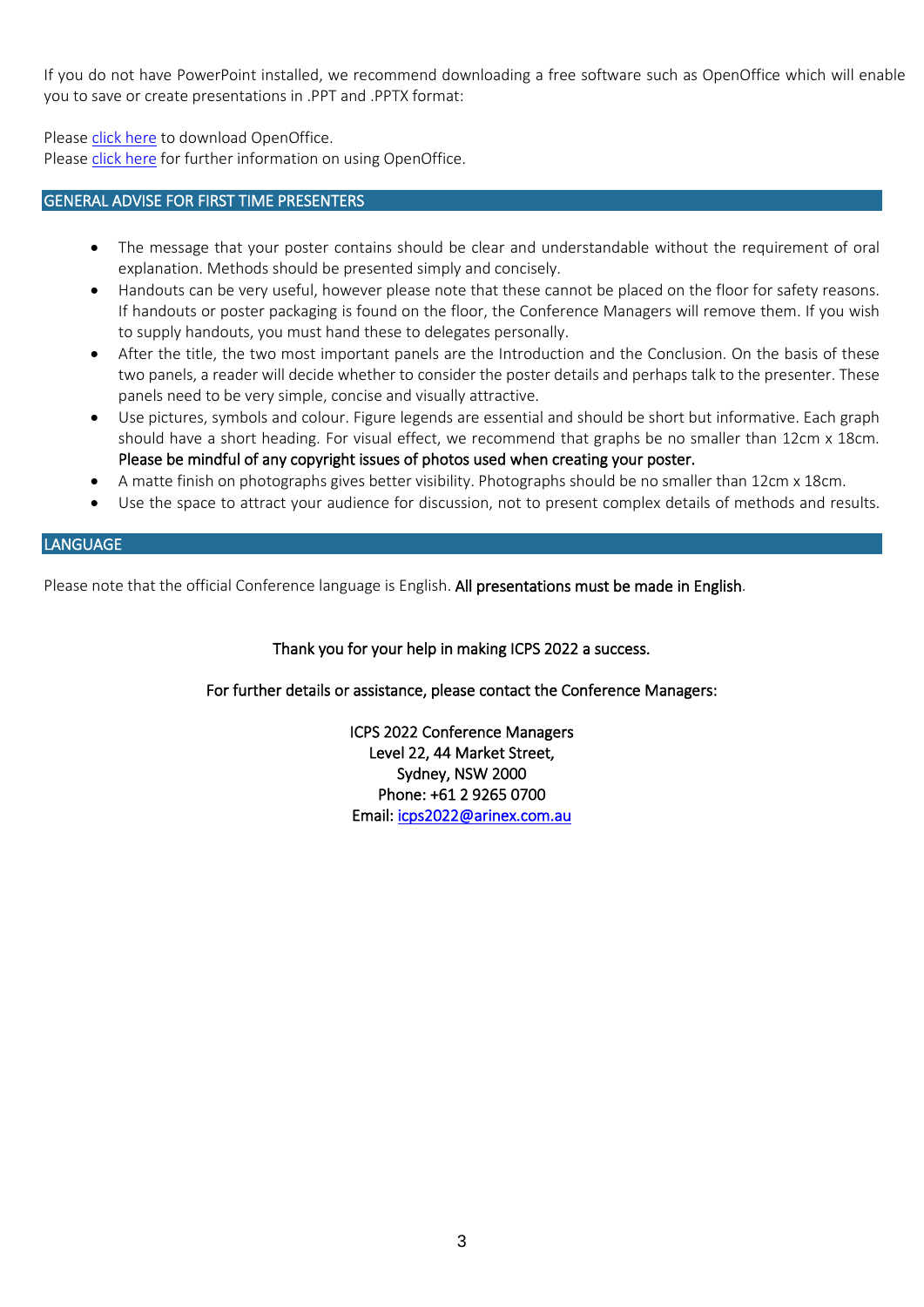If you do not have PowerPoint installed, we recommend downloading a free software such as OpenOffice which will enable you to save or create presentations in .PPT and .PPTX format:

Please click here to download OpenOffice.
Please click here for further information on using OpenOffice.

## GENERAL ADVISE FOR FIRST TIME PRESENTERS

- The message that your poster contains should be clear and understandable without the requirement of oral explanation. Methods should be presented simply and concisely.
- Handouts can be very useful, however please note that these cannot be placed on the floor for safety reasons. If handouts or poster packaging is found on the floor, the Conference Managers will remove them. If you wish to supply handouts, you must hand these to delegates personally.
- After the title, the two most important panels are the Introduction and the Conclusion. On the basis of these two panels, a reader will decide whether to consider the poster details and perhaps talk to the presenter. These panels need to be very simple, concise and visually attractive.
- Use pictures, symbols and colour. Figure legends are essential and should be short but informative. Each graph should have a short heading. For visual effect, we recommend that graphs be no smaller than 12cm x 18cm. **Please be mindful of any copyright issues of photos used when creating your poster.**
- A matte finish on photographs gives better visibility. Photographs should be no smaller than 12cm x 18cm.
- Use the space to attract your audience for discussion, not to present complex details of methods and results.

## LANGUAGE

Please note that the official Conference language is English. **All presentations must be made in English**.

**Thank you for your help in making ICPS 2022 a success.**

**For further details or assistance, please contact the Conference Managers:**

**ICPS 2022 Conference Managers**
**Level 22, 44 Market Street,**
**Sydney, NSW 2000**
**Phone: +61 2 9265 0700**
**Email: icps2022@arinex.com.au**